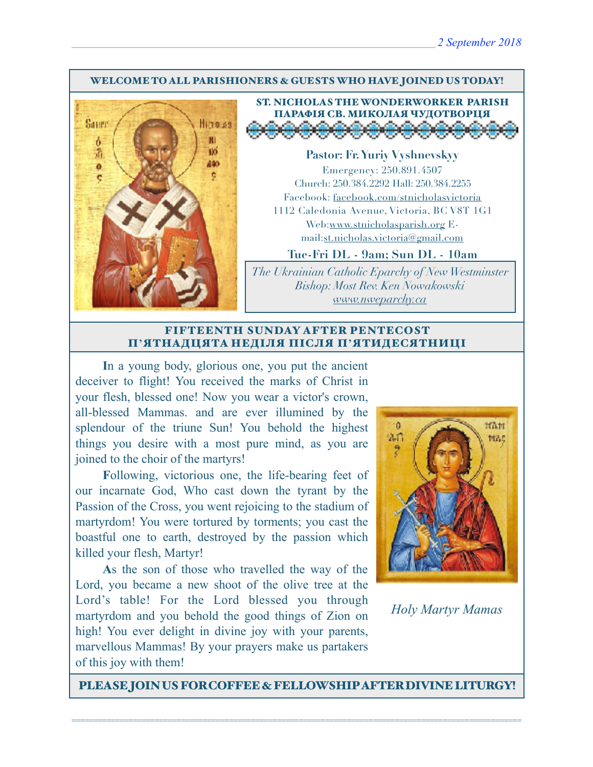2 September 2018

**WELCOME TO ALL PARISHIONERS & GUESTS WHO HAVE JOINED US TODAY!**

## ST. NICHOLAS THE WONDERWORKER PARISH
## ПАРАФІЯ СВ. МИКОЛАЯ ЧУДОТВОРЦЯ

**Pastor: Fr. Yuriy Vyshnevskyy**

Emergency: 250.891.4507

Church: 250.384.2292 Hall: 250.384.2255

Facebook: facebook.com/stnicholasvictoria

1112 Caledonia Avenue, Victoria, BC V8T 1G1

Web:www.stnicholasparish.org E-mail:st.nicholas.victoria@gmail.com

**Tue-Fri DL - 9am; Sun DL - 10am**

*The Ukrainian Catholic Eparchy of New Westminster*
*Bishop: Most Rev. Ken Nowakowski*
*www.nweparchy.ca*

## FIFTEENTH SUNDAY AFTER PENTECOST
## П'ЯТНАДЦЯТА НЕДІЛЯ ПІСЛЯ П'ЯТИДЕСЯТНИЦІ

**I**n a young body, glorious one, you put the ancient deceiver to flight! You received the marks of Christ in your flesh, blessed one! Now you wear a victor's crown, all-blessed Mammas. and are ever illumined by the splendour of the triune Sun! You behold the highest things you desire with a most pure mind, as you are joined to the choir of the martyrs!

**F**ollowing, victorious one, the life-bearing feet of our incarnate God, Who cast down the tyrant by the Passion of the Cross, you went rejoicing to the stadium of martyrdom! You were tortured by torments; you cast the boastful one to earth, destroyed by the passion which killed your flesh, Martyr!

**A**s the son of those who travelled the way of the Lord, you became a new shoot of the olive tree at the Lord's table! For the Lord blessed you through martyrdom and you behold the good things of Zion on high! You ever delight in divine joy with your parents, marvellous Mammas! By your prayers make us partakers of this joy with them!

*Holy Martyr Mamas*

**PLEASE JOIN US FOR COFFEE & FELLOWSHIP AFTER DIVINE LITURGY!**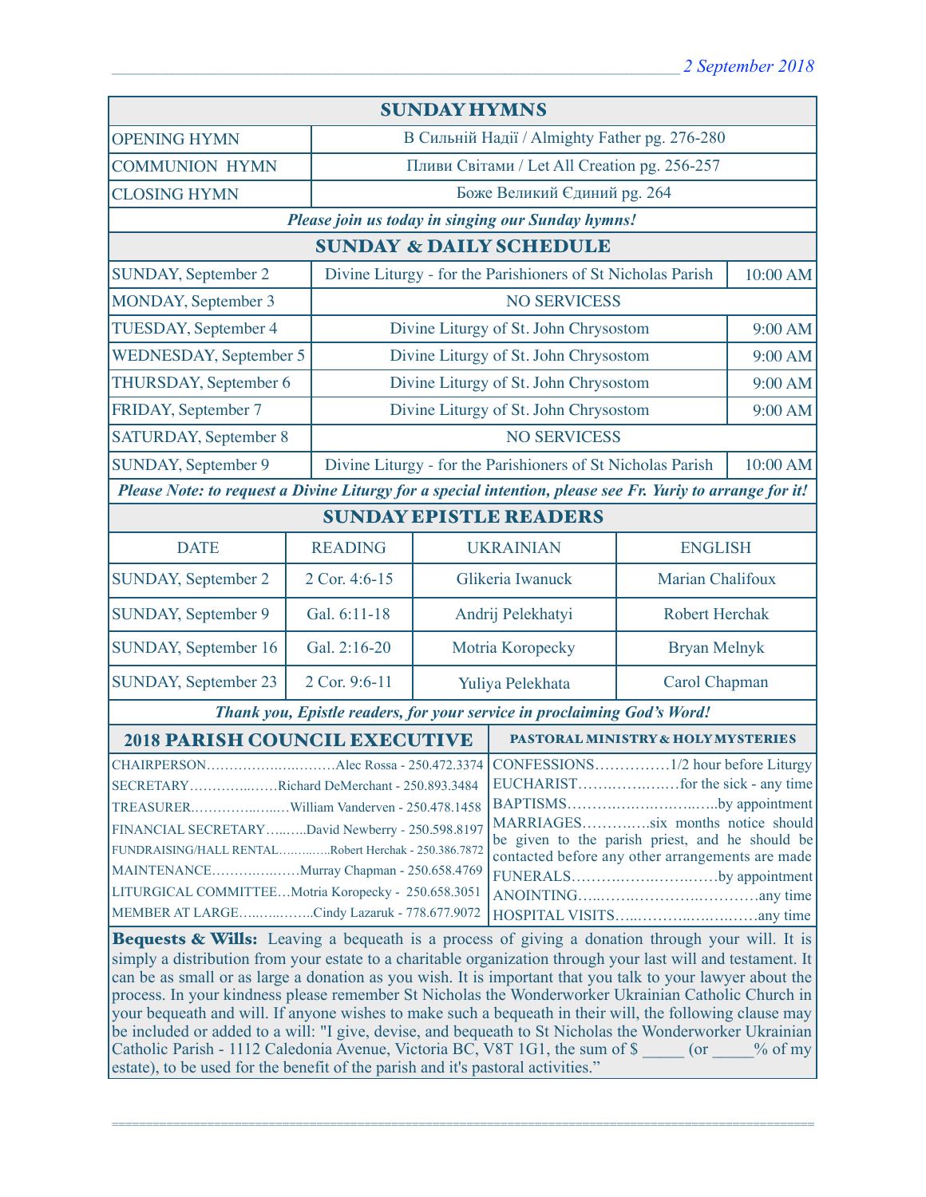## SUNDAY HYMNS

| | |
|---|---|
| OPENING HYMN | В Сильній Надії / Almighty Father pg. 276-280 |
| COMMUNION HYMN | Пливи Світами / Let All Creation pg. 256-257 |
| CLOSING HYMN | Боже Великий Єдиний pg. 264 |

*Please join us today in singing our Sunday hymns!*

## SUNDAY & DAILY SCHEDULE

| | | |
|---|---|---|
| SUNDAY, September 2 | Divine Liturgy - for the Parishioners of St Nicholas Parish | 10:00 AM |
| MONDAY, September 3 | NO SERVICESS | |
| TUESDAY, September 4 | Divine Liturgy of St. John Chrysostom | 9:00 AM |
| WEDNESDAY, September 5 | Divine Liturgy of St. John Chrysostom | 9:00 AM |
| THURSDAY, September 6 | Divine Liturgy of St. John Chrysostom | 9:00 AM |
| FRIDAY, September 7 | Divine Liturgy of St. John Chrysostom | 9:00 AM |
| SATURDAY, September 8 | NO SERVICESS | |
| SUNDAY, September 9 | Divine Liturgy - for the Parishioners of St Nicholas Parish | 10:00 AM |

*Please Note: to request a Divine Liturgy for a special intention, please see Fr. Yuriy to arrange for it!*

## SUNDAY EPISTLE READERS

| DATE | READING | UKRAINIAN | ENGLISH |
|---|---|---|---|
| SUNDAY, September 2 | 2 Cor. 4:6-15 | Glikeria Iwanuck | Marian Chalifoux |
| SUNDAY, September 9 | Gal. 6:11-18 | Andrij Pelekhatyi | Robert Herchak |
| SUNDAY, September 16 | Gal. 2:16-20 | Motria Koropecky | Bryan Melnyk |
| SUNDAY, September 23 | 2 Cor. 9:6-11 | Yuliya Pelekhata | Carol Chapman |

*Thank you, Epistle readers, for your service in proclaiming God's Word!*

## 2018 PARISH COUNCIL EXECUTIVE

CHAIRPERSON…………………………Alec Rossa - 250.472.3374
SECRETARY……………Richard DeMerchant - 250.893.3484
TREASURER………………William Vanderven - 250.478.1458
FINANCIAL SECRETARY………David Newberry - 250.598.8197
FUNDRAISING/HALL RENTAL…………Robert Herchak - 250.386.7872
MAINTENANCE………………Murray Chapman - 250.658.4769
LITURGICAL COMMITTEE…Motria Koropecky - 250.658.3051
MEMBER AT LARGE……………Cindy Lazaruk - 778.677.9072

## PASTORAL MINISTRY & HOLY MYSTERIES

CONFESSIONS……………1/2 hour before Liturgy
EUCHARIST………………for the sick - any time
BAPTISMS………………………by appointment
MARRIAGES…………six months notice should be given to the parish priest, and he should be contacted before any other arrangements are made
FUNERALS………………………by appointment
ANOINTING……………………………any time
HOSPITAL VISITS…………………………any time

**Bequests & Wills:** Leaving a bequeath is a process of giving a donation through your will. It is simply a distribution from your estate to a charitable organization through your last will and testament. It can be as small or as large a donation as you wish. It is important that you talk to your lawyer about the process. In your kindness please remember St Nicholas the Wonderworker Ukrainian Catholic Church in your bequeath and will. If anyone wishes to make such a bequeath in their will, the following clause may be included or added to a will: "I give, devise, and bequeath to St Nicholas the Wonderworker Ukrainian Catholic Parish - 1112 Caledonia Avenue, Victoria BC, V8T 1G1, the sum of $ _____ (or _____% of my estate), to be used for the benefit of the parish and it's pastoral activities."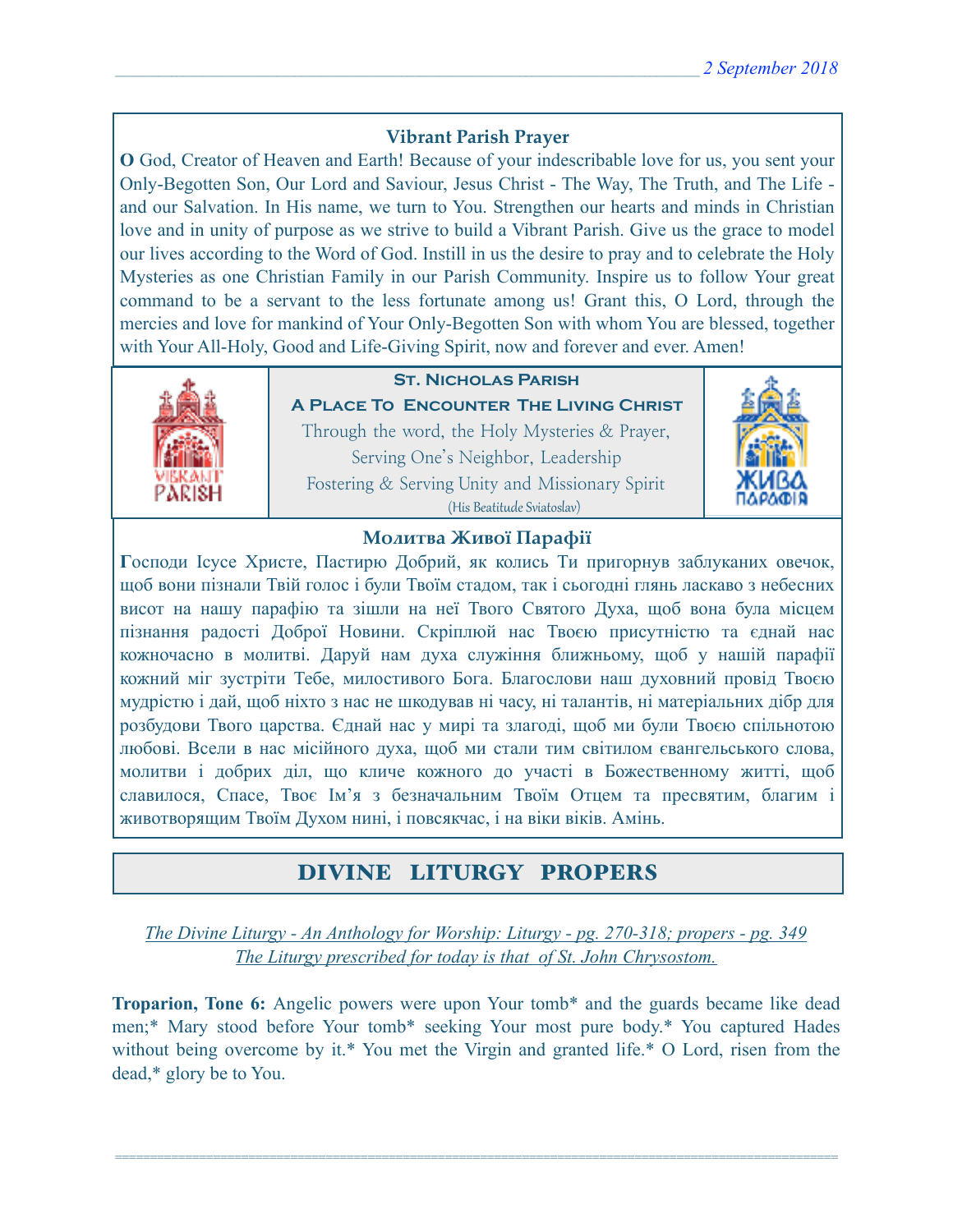### Vibrant Parish Prayer

**O** God, Creator of Heaven and Earth! Because of your indescribable love for us, you sent your Only-Begotten Son, Our Lord and Saviour, Jesus Christ - The Way, The Truth, and The Life - and our Salvation. In His name, we turn to You. Strengthen our hearts and minds in Christian love and in unity of purpose as we strive to build a Vibrant Parish. Give us the grace to model our lives according to the Word of God. Instill in us the desire to pray and to celebrate the Holy Mysteries as one Christian Family in our Parish Community. Inspire us to follow Your great command to be a servant to the less fortunate among us! Grant this, O Lord, through the mercies and love for mankind of Your Only-Begotten Son with whom You are blessed, together with Your All-Holy, Good and Life-Giving Spirit, now and forever and ever. Amen!

**St. Nicholas Parish**

**A Place To Encounter The Living Christ**

Through the word, the Holy Mysteries & Prayer,
Serving One's Neighbor, Leadership
Fostering & Serving Unity and Missionary Spirit
(His Beatitude Sviatoslav)

### Молитва Живої Парафії

**Г**осподи Ісусе Христе, Пастирю Добрий, як колись Ти пригорнув заблуканих овечок, щоб вони пізнали Твій голос і були Твоїм стадом, так і сьогодні глянь ласкаво з небесних висот на нашу парафію та зішли на неї Твого Святого Духа, щоб вона була місцем пізнання радості Доброї Новини. Скріплюй нас Твоєю присутністю та єднай нас кожночасно в молитві. Даруй нам духа служіння ближньому, щоб у нашій парафії кожний міг зустріти Тебе, милостивого Бога. Благослови наш духовний провід Твоєю мудрістю і дай, щоб ніхто з нас не шкодував ні часу, ні талантів, ні матеріальних дібр для розбудови Твого царства. Єднай нас у мирі та злагоді, щоб ми були Твоєю спільнотою любові. Всели в нас місійного духа, щоб ми стали тим світилом євангельського слова, молитви і добрих діл, що кличе кожного до участі в Божественному житті, щоб славилося, Спасе, Твоє Ім'я з безначальним Твоїм Отцем та пресвятим, благим і животворящим Твоїм Духом нині, і повсякчас, і на віки віків. Амінь.

## DIVINE LITURGY PROPERS

*The Divine Liturgy - An Anthology for Worship: Liturgy - pg. 270-318; propers - pg. 349*
*The Liturgy prescribed for today is that of St. John Chrysostom.*

**Troparion, Tone 6:** Angelic powers were upon Your tomb* and the guards became like dead men;* Mary stood before Your tomb* seeking Your most pure body.* You captured Hades without being overcome by it.* You met the Virgin and granted life.* O Lord, risen from the dead,* glory be to You.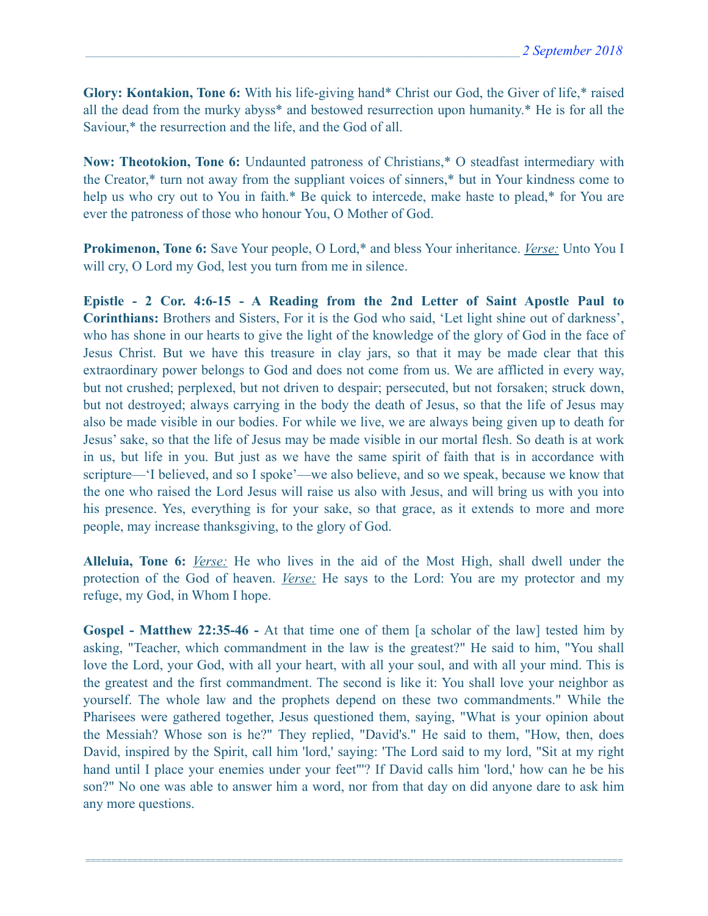**Glory: Kontakion, Tone 6:** With his life-giving hand* Christ our God, the Giver of life,* raised all the dead from the murky abyss* and bestowed resurrection upon humanity.* He is for all the Saviour,* the resurrection and the life, and the God of all.

**Now: Theotokion, Tone 6:** Undaunted patroness of Christians,* O steadfast intermediary with the Creator,* turn not away from the suppliant voices of sinners,* but in Your kindness come to help us who cry out to You in faith.* Be quick to intercede, make haste to plead,* for You are ever the patroness of those who honour You, O Mother of God.

**Prokimenon, Tone 6:** Save Your people, O Lord,* and bless Your inheritance. *Verse:* Unto You I will cry, O Lord my God, lest you turn from me in silence.

**Epistle - 2 Cor. 4:6-15 - A Reading from the 2nd Letter of Saint Apostle Paul to Corinthians:** Brothers and Sisters, For it is the God who said, 'Let light shine out of darkness', who has shone in our hearts to give the light of the knowledge of the glory of God in the face of Jesus Christ. But we have this treasure in clay jars, so that it may be made clear that this extraordinary power belongs to God and does not come from us. We are afflicted in every way, but not crushed; perplexed, but not driven to despair; persecuted, but not forsaken; struck down, but not destroyed; always carrying in the body the death of Jesus, so that the life of Jesus may also be made visible in our bodies. For while we live, we are always being given up to death for Jesus' sake, so that the life of Jesus may be made visible in our mortal flesh. So death is at work in us, but life in you. But just as we have the same spirit of faith that is in accordance with scripture—'I believed, and so I spoke'—we also believe, and so we speak, because we know that the one who raised the Lord Jesus will raise us also with Jesus, and will bring us with you into his presence. Yes, everything is for your sake, so that grace, as it extends to more and more people, may increase thanksgiving, to the glory of God.

**Alleluia, Tone 6:** *Verse:* He who lives in the aid of the Most High, shall dwell under the protection of the God of heaven. *Verse:* He says to the Lord: You are my protector and my refuge, my God, in Whom I hope.

**Gospel - Matthew 22:35-46 -** At that time one of them [a scholar of the law] tested him by asking, "Teacher, which commandment in the law is the greatest?" He said to him, "You shall love the Lord, your God, with all your heart, with all your soul, and with all your mind. This is the greatest and the first commandment. The second is like it: You shall love your neighbor as yourself. The whole law and the prophets depend on these two commandments." While the Pharisees were gathered together, Jesus questioned them, saying, "What is your opinion about the Messiah? Whose son is he?" They replied, "David's." He said to them, "How, then, does David, inspired by the Spirit, call him 'lord,' saying: 'The Lord said to my lord, "Sit at my right hand until I place your enemies under your feet"'? If David calls him 'lord,' how can he be his son?" No one was able to answer him a word, nor from that day on did anyone dare to ask him any more questions.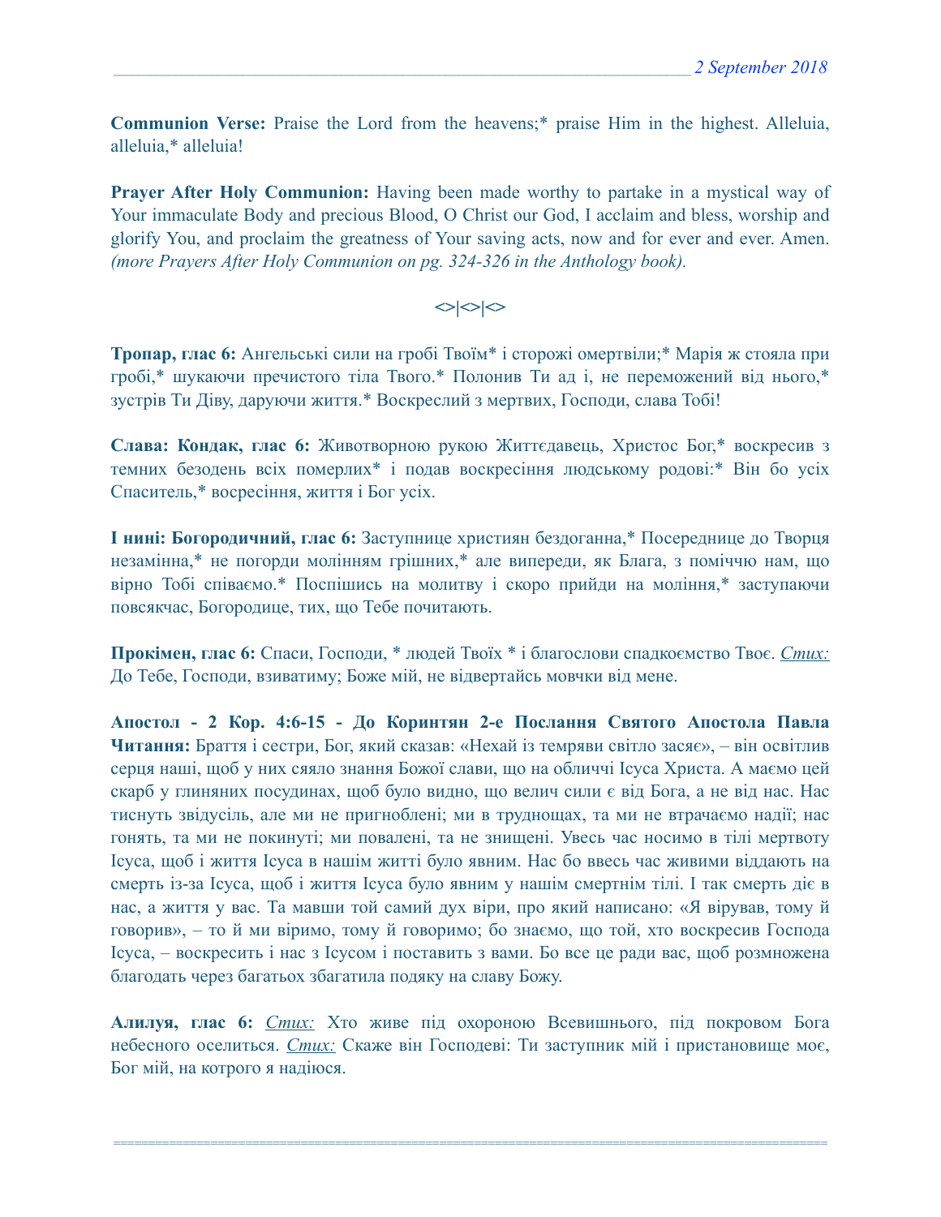**Communion Verse:** Praise the Lord from the heavens;* praise Him in the highest. Alleluia, alleluia,* alleluia!

**Prayer After Holy Communion:** Having been made worthy to partake in a mystical way of Your immaculate Body and precious Blood, O Christ our God, I acclaim and bless, worship and glorify You, and proclaim the greatness of Your saving acts, now and for ever and ever. Amen. *(more Prayers After Holy Communion on pg. 324-326 in the Anthology book).*

<>|<>|<>

**Тропар, глас 6:** Ангельські сили на гробі Твоїм* і сторожі омертвіли;* Марія ж стояла при гробі,* шукаючи пречистого тіла Твого.* Полонив Ти ад і, не переможений від нього,* зустрів Ти Діву, даруючи життя.* Воскреслий з мертвих, Господи, слава Тобі!

**Слава: Кондак, глас 6:** Животворною рукою Життєдавець, Христос Бог,* воскресив з темних безодень всіх померлих* і подав воскресіння людському родові:* Він бо усіх Спаситель,* восресіння, життя і Бог усіх.

**І нині: Богородичний, глас 6:** Заступнице християн бездоганна,* Посереднице до Творця незамінна,* не погорди молінням грішних,* але випереди, як Блага, з поміччю нам, що вірно Тобі співаємо.* Поспішись на молитву і скоро прийди на моління,* заступаючи повсякчас, Богородице, тих, що Тебе почитають.

**Прокімен, глас 6:** Спаси, Господи, * людей Твоїх * і благослови спадкоємство Твоє. *Стих:* До Тебе, Господи, взиватиму; Боже мій, не відвертайсь мовчки від мене.

**Апостол - 2 Кор. 4:6-15 - До Коринтян 2-е Послання Святого Апостола Павла Читання:** Браття і сестри, Бог, який сказав: «Нехай із темряви світло засяє», – він освітлив серця наші, щоб у них сяяло знання Божої слави, що на обличчі Ісуса Христа. А маємо цей скарб у глиняних посудинах, щоб було видно, що велич сили є від Бога, а не від нас. Нас тиснуть звідусіль, але ми не пригноблені; ми в труднощах, та ми не втрачаємо надії; нас гонять, та ми не покинуті; ми повалені, та не знищені. Увесь час носимо в тілі мертвоту Ісуса, щоб і життя Ісуса в нашім житті було явним. Нас бо ввесь час живими віддають на смерть із-за Ісуса, щоб і життя Ісуса було явним у нашім смертнім тілі. І так смерть діє в нас, а життя у вас. Та мавши той самий дух віри, про який написано: «Я вірував, тому й говорив», – то й ми віримо, тому й говоримо; бо знаємо, що той, хто воскресив Господа Ісуса, – воскресить і нас з Ісусом і поставить з вами. Бо все це ради вас, щоб розмножена благодать через багатьох збагатила подяку на славу Божу.

**Алилуя, глас 6:** *Стих:* Хто живе під охороною Всевишнього, під покровом Бога небесного оселиться. *Стих:* Скаже він Господеві: Ти заступник мій і пристановище моє, Бог мій, на котрого я надіюся.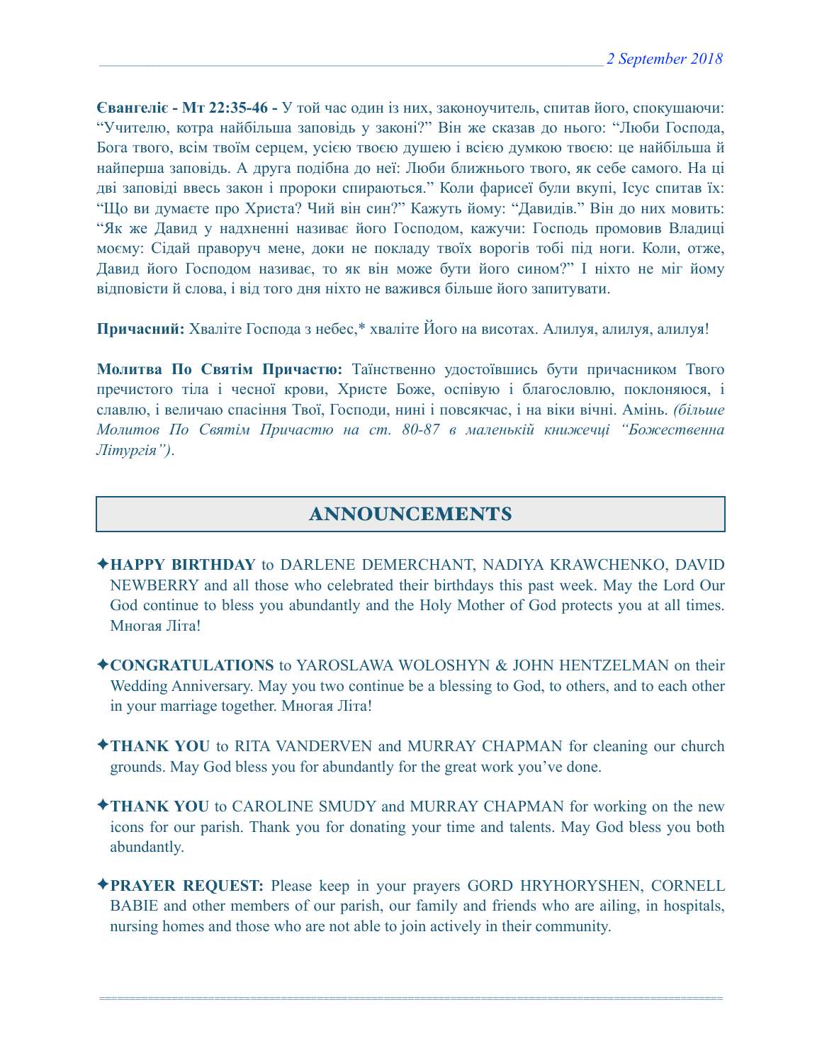**Євангеліє - Мт 22:35-46 -** У той час один із них, законоучитель, спитав його, спокушаючи: "Учителю, котра найбільша заповідь у законі?" Він же сказав до нього: "Люби Господа, Бога твого, всім твоїм серцем, усією твоєю душею і всією думкою твоєю: це найбільша й найперша заповідь. А друга подібна до неї: Люби ближнього твого, як себе самого. На ці дві заповіді ввесь закон і пророки спираються." Коли фарисеї були вкупі, Ісус спитав їх: "Що ви думаєте про Христа? Чий він син?" Кажуть йому: "Давидів." Він до них мовить: "Як же Давид у надхненні називає його Господом, кажучи: Господь промовив Владиці моєму: Сідай праворуч мене, доки не покладу твоїх ворогів тобі під ноги. Коли, отже, Давид його Господом називає, то як він може бути його сином?" І ніхто не міг йому відповісти й слова, і від того дня ніхто не важився більше його запитувати.

**Причасний:** Хваліте Господа з небес,* хваліте Його на висотах. Алилуя, алилуя, алилуя!

**Молитва По Святім Причастю:** Таїнственно удостоївшись бути причасником Твого пречистого тіла і чесної крови, Христе Боже, оспівую і благословлю, поклоняюся, і славлю, і величаю спасіння Твої, Господи, нині і повсякчас, і на віки вічні. Амінь. *(більше Молитов По Святім Причастю на ст. 80-87 в маленькій книжечці "Божественна Літургія")*.

## ANNOUNCEMENTS

✦**HAPPY BIRTHDAY** to DARLENE DEMERCHANT, NADIYA KRAWCHENKO, DAVID NEWBERRY and all those who celebrated their birthdays this past week. May the Lord Our God continue to bless you abundantly and the Holy Mother of God protects you at all times. Многая Літа!

✦**CONGRATULATIONS** to YAROSLAWA WOLOSHYN & JOHN HENTZELMAN on their Wedding Anniversary. May you two continue be a blessing to God, to others, and to each other in your marriage together. Многая Літа!

✦**THANK YOU** to RITA VANDERVEN and MURRAY CHAPMAN for cleaning our church grounds. May God bless you for abundantly for the great work you've done.

✦**THANK YOU** to CAROLINE SMUDY and MURRAY CHAPMAN for working on the new icons for our parish. Thank you for donating your time and talents. May God bless you both abundantly.

✦**PRAYER REQUEST:** Please keep in your prayers GORD HRYHORYSHEN, CORNELL BABIE and other members of our parish, our family and friends who are ailing, in hospitals, nursing homes and those who are not able to join actively in their community.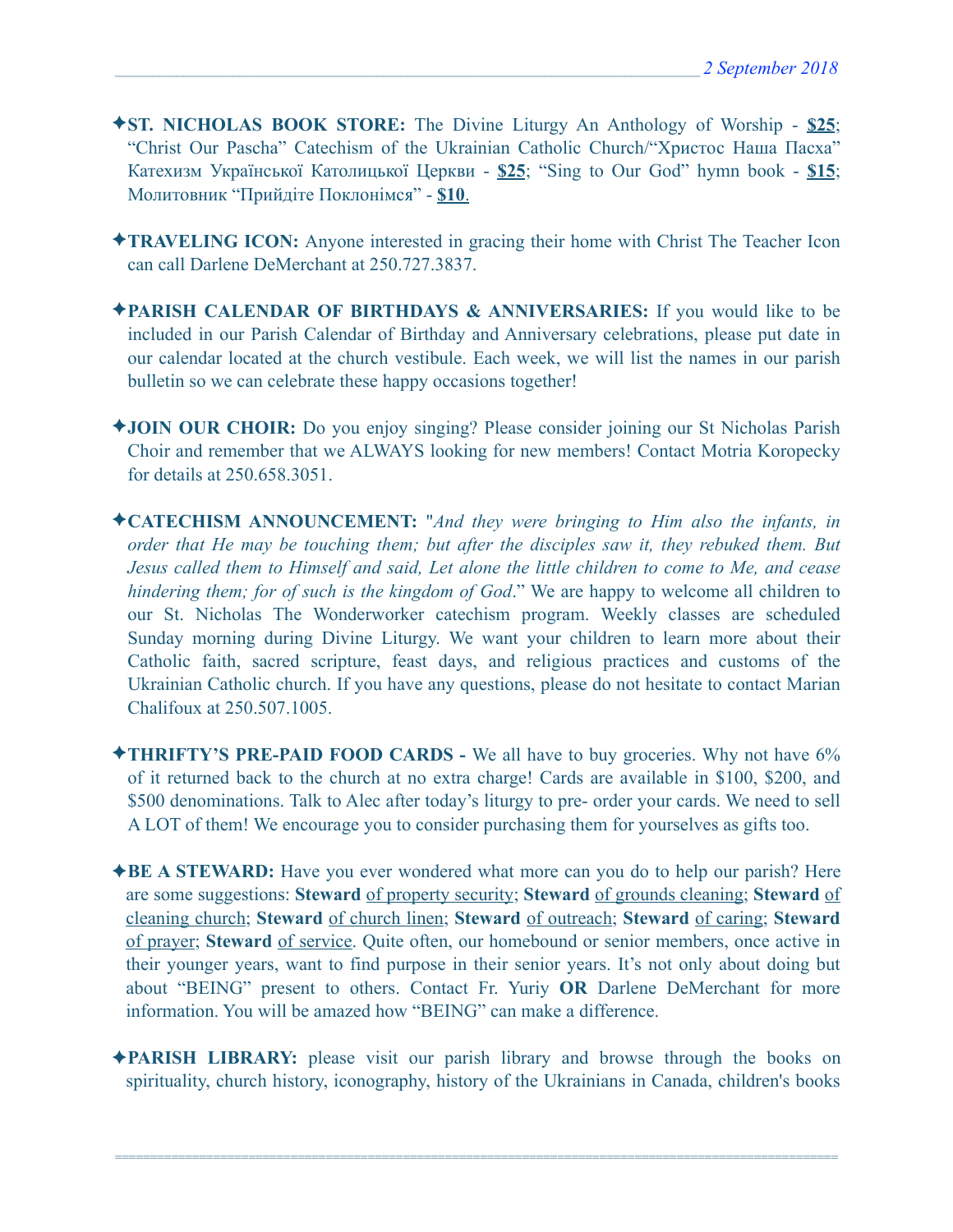✦**ST. NICHOLAS BOOK STORE:** The Divine Liturgy An Anthology of Worship - **$25**; "Christ Our Pascha" Catechism of the Ukrainian Catholic Church/"Христос Наша Пасха" Катехизм Української Католицької Церкви - **$25**; "Sing to Our God" hymn book - **$15**; Молитовник "Прийдіте Поклонімся" - **$10**.

✦**TRAVELING ICON:** Anyone interested in gracing their home with Christ The Teacher Icon can call Darlene DeMerchant at 250.727.3837.

✦**PARISH CALENDAR OF BIRTHDAYS & ANNIVERSARIES:** If you would like to be included in our Parish Calendar of Birthday and Anniversary celebrations, please put date in our calendar located at the church vestibule. Each week, we will list the names in our parish bulletin so we can celebrate these happy occasions together!

✦**JOIN OUR CHOIR:** Do you enjoy singing? Please consider joining our St Nicholas Parish Choir and remember that we ALWAYS looking for new members! Contact Motria Koropecky for details at 250.658.3051.

✦**CATECHISM ANNOUNCEMENT:** "*And they were bringing to Him also the infants, in order that He may be touching them; but after the disciples saw it, they rebuked them. But Jesus called them to Himself and said, Let alone the little children to come to Me, and cease hindering them; for of such is the kingdom of God*." We are happy to welcome all children to our St. Nicholas The Wonderworker catechism program. Weekly classes are scheduled Sunday morning during Divine Liturgy. We want your children to learn more about their Catholic faith, sacred scripture, feast days, and religious practices and customs of the Ukrainian Catholic church. If you have any questions, please do not hesitate to contact Marian Chalifoux at 250.507.1005.

✦**THRIFTY'S PRE-PAID FOOD CARDS -** We all have to buy groceries. Why not have 6% of it returned back to the church at no extra charge! Cards are available in $100, $200, and $500 denominations. Talk to Alec after today's liturgy to pre- order your cards. We need to sell A LOT of them! We encourage you to consider purchasing them for yourselves as gifts too.

✦**BE A STEWARD:** Have you ever wondered what more can you do to help our parish? Here are some suggestions: **Steward** of property security; **Steward** of grounds cleaning; **Steward** of cleaning church; **Steward** of church linen; **Steward** of outreach; **Steward** of caring; **Steward** of prayer; **Steward** of service. Quite often, our homebound or senior members, once active in their younger years, want to find purpose in their senior years. It's not only about doing but about "BEING" present to others. Contact Fr. Yuriy **OR** Darlene DeMerchant for more information. You will be amazed how "BEING" can make a difference.

✦**PARISH LIBRARY:** please visit our parish library and browse through the books on spirituality, church history, iconography, history of the Ukrainians in Canada, children's books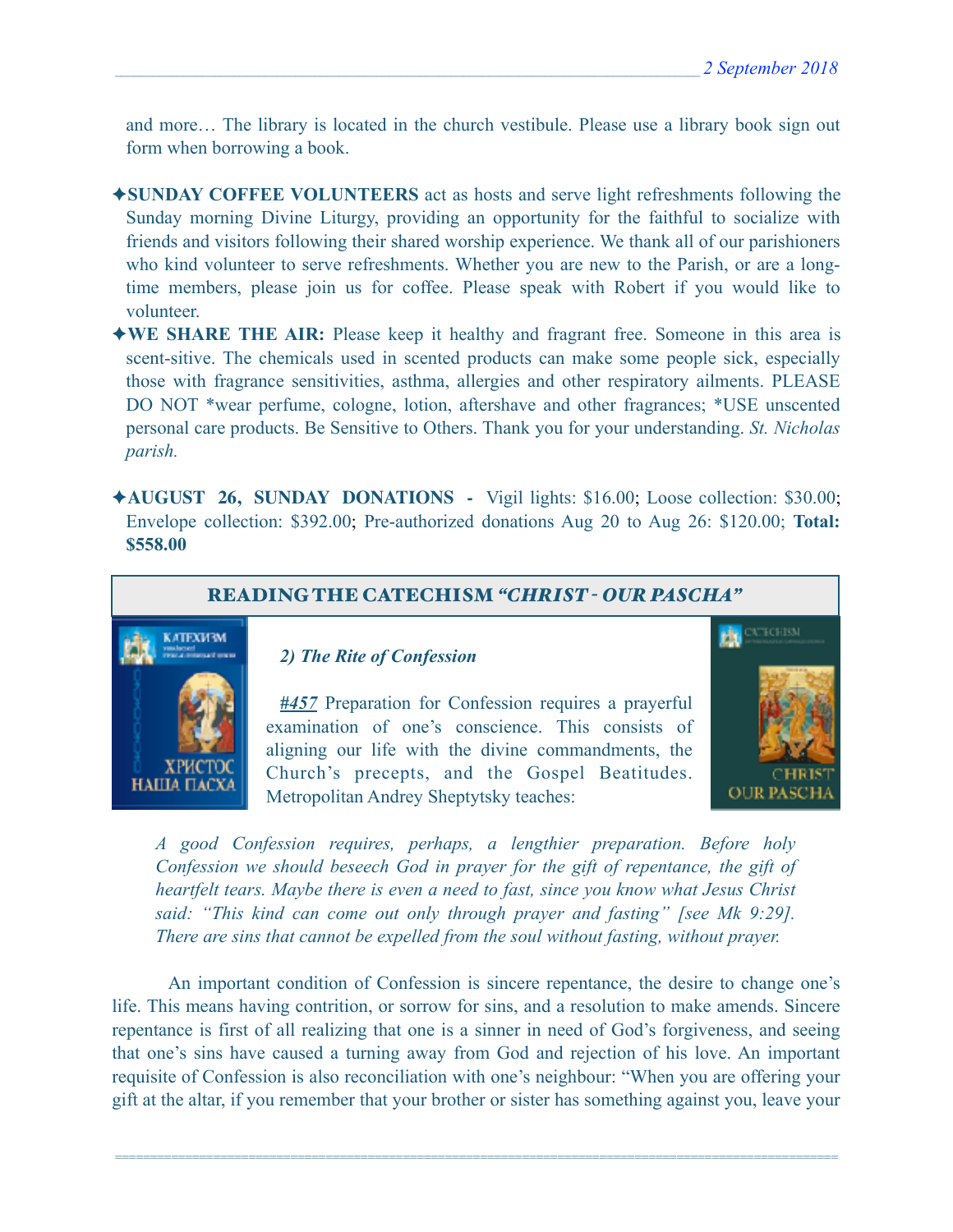and more… The library is located in the church vestibule. Please use a library book sign out form when borrowing a book.

✦**SUNDAY COFFEE VOLUNTEERS** act as hosts and serve light refreshments following the Sunday morning Divine Liturgy, providing an opportunity for the faithful to socialize with friends and visitors following their shared worship experience. We thank all of our parishioners who kind volunteer to serve refreshments. Whether you are new to the Parish, or are a long-time members, please join us for coffee. Please speak with Robert if you would like to volunteer.

✦**WE SHARE THE AIR:** Please keep it healthy and fragrant free. Someone in this area is scent-sitive. The chemicals used in scented products can make some people sick, especially those with fragrance sensitivities, asthma, allergies and other respiratory ailments. PLEASE DO NOT *wear perfume, cologne, lotion, aftershave and other fragrances; *USE unscented personal care products. Be Sensitive to Others. Thank you for your understanding. *St. Nicholas parish.*

✦**AUGUST 26, SUNDAY DONATIONS -** Vigil lights: $16.00; Loose collection: $30.00; Envelope collection: $392.00; Pre-authorized donations Aug 20 to Aug 26: $120.00; **Total: $558.00**

## READING THE CATECHISM *"CHRIST - OUR PASCHA"*

### *2) The Rite of Confession*

***#457*** Preparation for Confession requires a prayerful examination of one's conscience. This consists of aligning our life with the divine commandments, the Church's precepts, and the Gospel Beatitudes. Metropolitan Andrey Sheptytsky teaches:

> *A good Confession requires, perhaps, a lengthier preparation. Before holy Confession we should beseech God in prayer for the gift of repentance, the gift of heartfelt tears. Maybe there is even a need to fast, since you know what Jesus Christ said: "This kind can come out only through prayer and fasting" [see Mk 9:29]. There are sins that cannot be expelled from the soul without fasting, without prayer.*

An important condition of Confession is sincere repentance, the desire to change one's life. This means having contrition, or sorrow for sins, and a resolution to make amends. Sincere repentance is first of all realizing that one is a sinner in need of God's forgiveness, and seeing that one's sins have caused a turning away from God and rejection of his love. An important requisite of Confession is also reconciliation with one's neighbour: "When you are offering your gift at the altar, if you remember that your brother or sister has something against you, leave your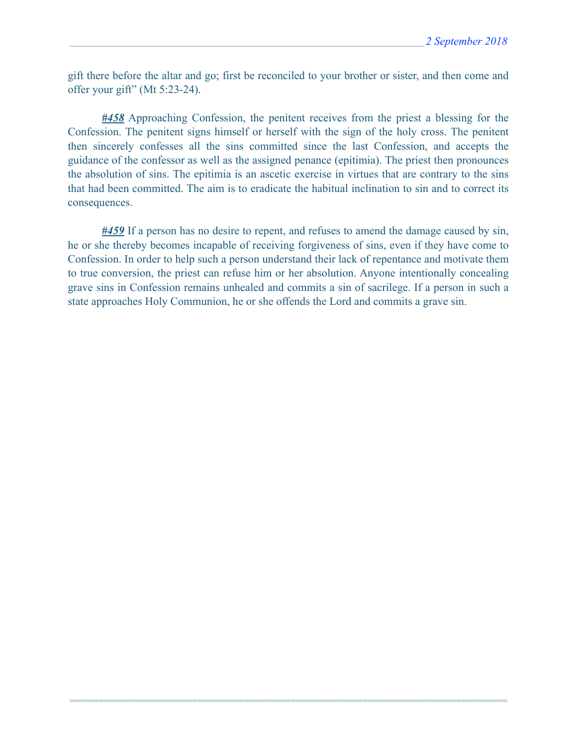gift there before the altar and go; first be reconciled to your brother or sister, and then come and offer your gift" (Mt 5:23-24).

***#458*** Approaching Confession, the penitent receives from the priest a blessing for the Confession. The penitent signs himself or herself with the sign of the holy cross. The penitent then sincerely confesses all the sins committed since the last Confession, and accepts the guidance of the confessor as well as the assigned penance (epitimia). The priest then pronounces the absolution of sins. The epitimia is an ascetic exercise in virtues that are contrary to the sins that had been committed. The aim is to eradicate the habitual inclination to sin and to correct its consequences.

***#459*** If a person has no desire to repent, and refuses to amend the damage caused by sin, he or she thereby becomes incapable of receiving forgiveness of sins, even if they have come to Confession. In order to help such a person understand their lack of repentance and motivate them to true conversion, the priest can refuse him or her absolution. Anyone intentionally concealing grave sins in Confession remains unhealed and commits a sin of sacrilege. If a person in such a state approaches Holy Communion, he or she offends the Lord and commits a grave sin.